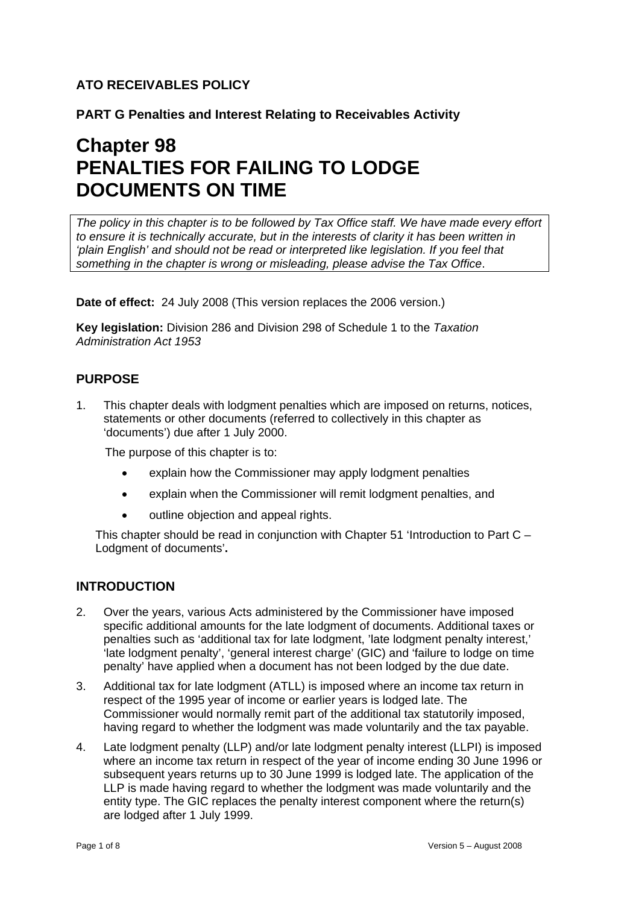**ATO RECEIVABLES POLICY**

**PART G Penalties and Interest Relating to Receivables Activity**

# Chapter 98 PENALTIES FOR FAILING TO LODGE DOCUMENTS ON TIME

*The policy in this chapter is to be followed by Tax Office staff. We have made every effort to ensure it is technically accurate, but in the interests of clarity it has been written in 'plain English' and should not be read or interpreted like legislation. If you feel that something in the chapter is wrong or misleading, please advise the Tax Office*.

**Date of effect:** 24 July 2008 (This version replaces the 2006 version.)

**Key legislation:** Division 286 and Division 298 of Schedule 1 to the *Taxation Administration Act 1953*

## PURPOSE

1. This chapter deals with lodgment penalties which are imposed on returns, notices, statements or other documents (referred to collectively in this chapter as 'documents') due after 1 July 2000.

   The purpose of this chapter is to:

   - explain how the Commissioner may apply lodgment penalties
   - explain when the Commissioner will remit lodgment penalties, and
   - outline objection and appeal rights.

   This chapter should be read in conjunction with Chapter 51 'Introduction to Part C – Lodgment of documents'**.**

## INTRODUCTION

2. Over the years, various Acts administered by the Commissioner have imposed specific additional amounts for the late lodgment of documents. Additional taxes or penalties such as 'additional tax for late lodgment, 'late lodgment penalty interest,' 'late lodgment penalty', 'general interest charge' (GIC) and 'failure to lodge on time penalty' have applied when a document has not been lodged by the due date.

3. Additional tax for late lodgment (ATLL) is imposed where an income tax return in respect of the 1995 year of income or earlier years is lodged late. The Commissioner would normally remit part of the additional tax statutorily imposed, having regard to whether the lodgment was made voluntarily and the tax payable.

4. Late lodgment penalty (LLP) and/or late lodgment penalty interest (LLPI) is imposed where an income tax return in respect of the year of income ending 30 June 1996 or subsequent years returns up to 30 June 1999 is lodged late. The application of the LLP is made having regard to whether the lodgment was made voluntarily and the entity type. The GIC replaces the penalty interest component where the return(s) are lodged after 1 July 1999.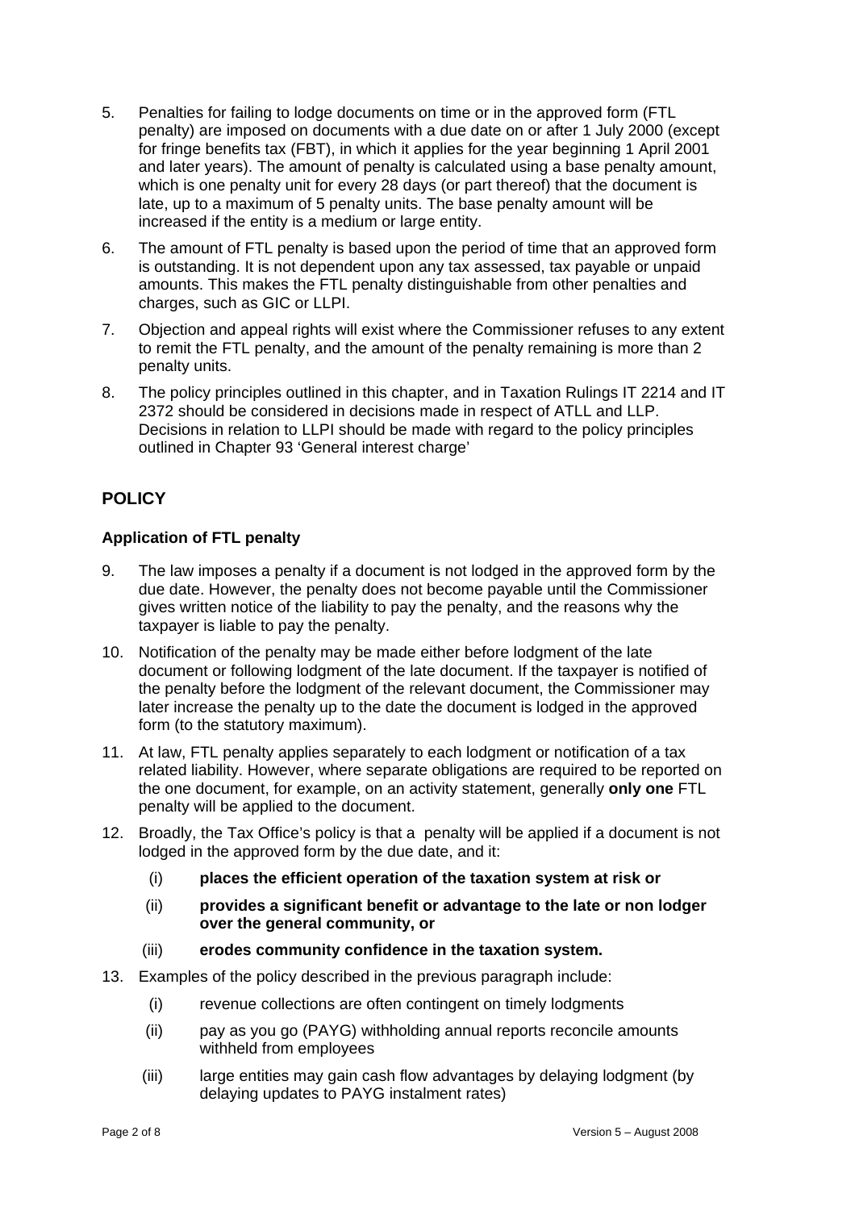5. Penalties for failing to lodge documents on time or in the approved form (FTL penalty) are imposed on documents with a due date on or after 1 July 2000 (except for fringe benefits tax (FBT), in which it applies for the year beginning 1 April 2001 and later years). The amount of penalty is calculated using a base penalty amount, which is one penalty unit for every 28 days (or part thereof) that the document is late, up to a maximum of 5 penalty units. The base penalty amount will be increased if the entity is a medium or large entity.
6. The amount of FTL penalty is based upon the period of time that an approved form is outstanding. It is not dependent upon any tax assessed, tax payable or unpaid amounts. This makes the FTL penalty distinguishable from other penalties and charges, such as GIC or LLPI.
7. Objection and appeal rights will exist where the Commissioner refuses to any extent to remit the FTL penalty, and the amount of the penalty remaining is more than 2 penalty units.
8. The policy principles outlined in this chapter, and in Taxation Rulings IT 2214 and IT 2372 should be considered in decisions made in respect of ATLL and LLP. Decisions in relation to LLPI should be made with regard to the policy principles outlined in Chapter 93 'General interest charge'

## POLICY

### Application of FTL penalty

9. The law imposes a penalty if a document is not lodged in the approved form by the due date. However, the penalty does not become payable until the Commissioner gives written notice of the liability to pay the penalty, and the reasons why the taxpayer is liable to pay the penalty.
10. Notification of the penalty may be made either before lodgment of the late document or following lodgment of the late document. If the taxpayer is notified of the penalty before the lodgment of the relevant document, the Commissioner may later increase the penalty up to the date the document is lodged in the approved form (to the statutory maximum).
11. At law, FTL penalty applies separately to each lodgment or notification of a tax related liability. However, where separate obligations are required to be reported on the one document, for example, on an activity statement, generally **only one** FTL penalty will be applied to the document.
12. Broadly, the Tax Office's policy is that a penalty will be applied if a document is not lodged in the approved form by the due date, and it:
    - (i) **places the efficient operation of the taxation system at risk or**
    - (ii) **provides a significant benefit or advantage to the late or non lodger over the general community, or**
    - (iii) **erodes community confidence in the taxation system.**
13. Examples of the policy described in the previous paragraph include:
    - (i) revenue collections are often contingent on timely lodgments
    - (ii) pay as you go (PAYG) withholding annual reports reconcile amounts withheld from employees
    - (iii) large entities may gain cash flow advantages by delaying lodgment (by delaying updates to PAYG instalment rates)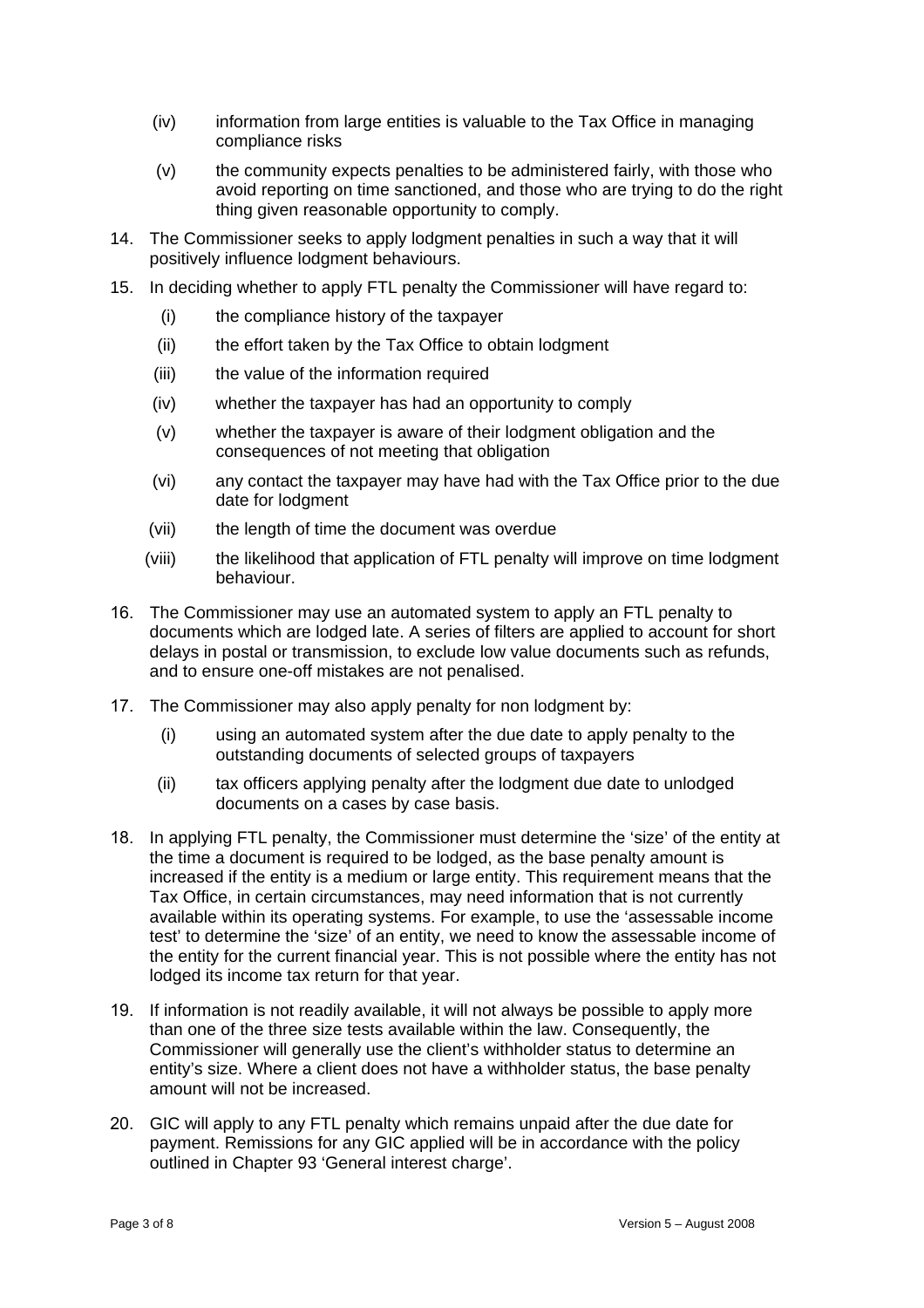(iv) information from large entities is valuable to the Tax Office in managing compliance risks

(v) the community expects penalties to be administered fairly, with those who avoid reporting on time sanctioned, and those who are trying to do the right thing given reasonable opportunity to comply.

14. The Commissioner seeks to apply lodgment penalties in such a way that it will positively influence lodgment behaviours.

15. In deciding whether to apply FTL penalty the Commissioner will have regard to:

    (i) the compliance history of the taxpayer

    (ii) the effort taken by the Tax Office to obtain lodgment

    (iii) the value of the information required

    (iv) whether the taxpayer has had an opportunity to comply

    (v) whether the taxpayer is aware of their lodgment obligation and the consequences of not meeting that obligation

    (vi) any contact the taxpayer may have had with the Tax Office prior to the due date for lodgment

    (vii) the length of time the document was overdue

    (viii) the likelihood that application of FTL penalty will improve on time lodgment behaviour.

16. The Commissioner may use an automated system to apply an FTL penalty to documents which are lodged late. A series of filters are applied to account for short delays in postal or transmission, to exclude low value documents such as refunds, and to ensure one-off mistakes are not penalised.

17. The Commissioner may also apply penalty for non lodgment by:

    (i) using an automated system after the due date to apply penalty to the outstanding documents of selected groups of taxpayers

    (ii) tax officers applying penalty after the lodgment due date to unlodged documents on a cases by case basis.

18. In applying FTL penalty, the Commissioner must determine the 'size' of the entity at the time a document is required to be lodged, as the base penalty amount is increased if the entity is a medium or large entity. This requirement means that the Tax Office, in certain circumstances, may need information that is not currently available within its operating systems. For example, to use the 'assessable income test' to determine the 'size' of an entity, we need to know the assessable income of the entity for the current financial year. This is not possible where the entity has not lodged its income tax return for that year.

19. If information is not readily available, it will not always be possible to apply more than one of the three size tests available within the law. Consequently, the Commissioner will generally use the client's withholder status to determine an entity's size. Where a client does not have a withholder status, the base penalty amount will not be increased.

20. GIC will apply to any FTL penalty which remains unpaid after the due date for payment. Remissions for any GIC applied will be in accordance with the policy outlined in Chapter 93 'General interest charge'.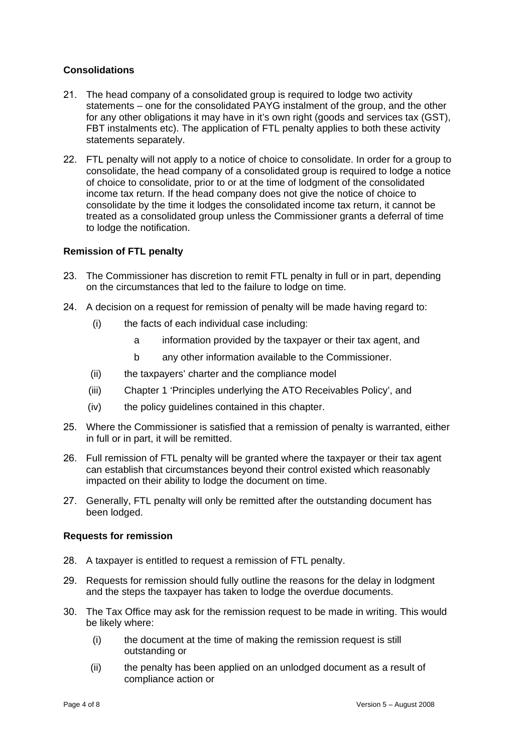### Consolidations

21. The head company of a consolidated group is required to lodge two activity statements – one for the consolidated PAYG instalment of the group, and the other for any other obligations it may have in it's own right (goods and services tax (GST), FBT instalments etc). The application of FTL penalty applies to both these activity statements separately.

22. FTL penalty will not apply to a notice of choice to consolidate. In order for a group to consolidate, the head company of a consolidated group is required to lodge a notice of choice to consolidate, prior to or at the time of lodgment of the consolidated income tax return. If the head company does not give the notice of choice to consolidate by the time it lodges the consolidated income tax return, it cannot be treated as a consolidated group unless the Commissioner grants a deferral of time to lodge the notification.

### Remission of FTL penalty

23. The Commissioner has discretion to remit FTL penalty in full or in part, depending on the circumstances that led to the failure to lodge on time.

24. A decision on a request for remission of penalty will be made having regard to:

    (i) the facts of each individual case including:

    a information provided by the taxpayer or their tax agent, and

    b any other information available to the Commissioner.

    (ii) the taxpayers' charter and the compliance model

    (iii) Chapter 1 'Principles underlying the ATO Receivables Policy', and

    (iv) the policy guidelines contained in this chapter.

25. Where the Commissioner is satisfied that a remission of penalty is warranted, either in full or in part, it will be remitted.

26. Full remission of FTL penalty will be granted where the taxpayer or their tax agent can establish that circumstances beyond their control existed which reasonably impacted on their ability to lodge the document on time.

27. Generally, FTL penalty will only be remitted after the outstanding document has been lodged.

### Requests for remission

28. A taxpayer is entitled to request a remission of FTL penalty.

29. Requests for remission should fully outline the reasons for the delay in lodgment and the steps the taxpayer has taken to lodge the overdue documents.

30. The Tax Office may ask for the remission request to be made in writing. This would be likely where:

    (i) the document at the time of making the remission request is still outstanding or

    (ii) the penalty has been applied on an unlodged document as a result of compliance action or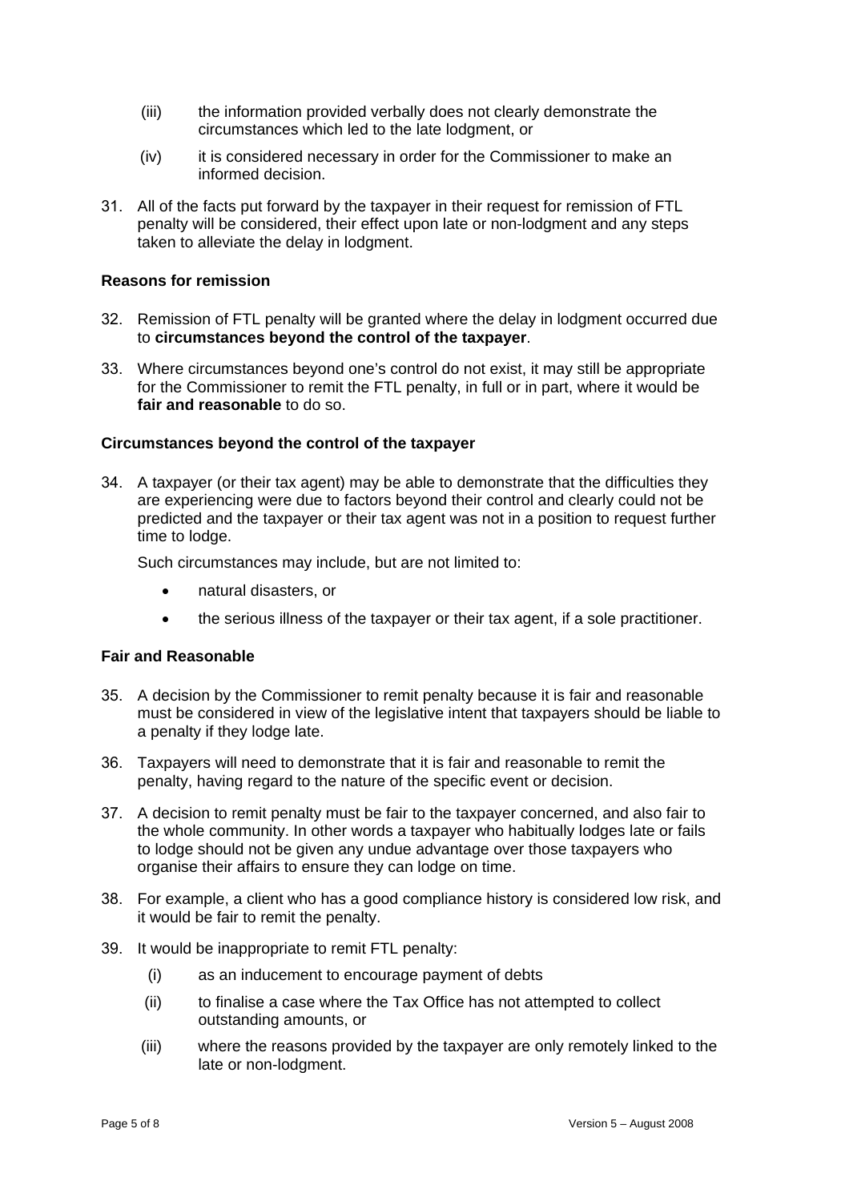(iii) the information provided verbally does not clearly demonstrate the circumstances which led to the late lodgment, or

(iv) it is considered necessary in order for the Commissioner to make an informed decision.

31. All of the facts put forward by the taxpayer in their request for remission of FTL penalty will be considered, their effect upon late or non-lodgment and any steps taken to alleviate the delay in lodgment.

### Reasons for remission

32. Remission of FTL penalty will be granted where the delay in lodgment occurred due to **circumstances beyond the control of the taxpayer**.

33. Where circumstances beyond one's control do not exist, it may still be appropriate for the Commissioner to remit the FTL penalty, in full or in part, where it would be **fair and reasonable** to do so.

### Circumstances beyond the control of the taxpayer

34. A taxpayer (or their tax agent) may be able to demonstrate that the difficulties they are experiencing were due to factors beyond their control and clearly could not be predicted and the taxpayer or their tax agent was not in a position to request further time to lodge.

    Such circumstances may include, but are not limited to:

    - natural disasters, or
    - the serious illness of the taxpayer or their tax agent, if a sole practitioner.

### Fair and Reasonable

35. A decision by the Commissioner to remit penalty because it is fair and reasonable must be considered in view of the legislative intent that taxpayers should be liable to a penalty if they lodge late.

36. Taxpayers will need to demonstrate that it is fair and reasonable to remit the penalty, having regard to the nature of the specific event or decision.

37. A decision to remit penalty must be fair to the taxpayer concerned, and also fair to the whole community. In other words a taxpayer who habitually lodges late or fails to lodge should not be given any undue advantage over those taxpayers who organise their affairs to ensure they can lodge on time.

38. For example, a client who has a good compliance history is considered low risk, and it would be fair to remit the penalty.

39. It would be inappropriate to remit FTL penalty:

    (i) as an inducement to encourage payment of debts

    (ii) to finalise a case where the Tax Office has not attempted to collect outstanding amounts, or

    (iii) where the reasons provided by the taxpayer are only remotely linked to the late or non-lodgment.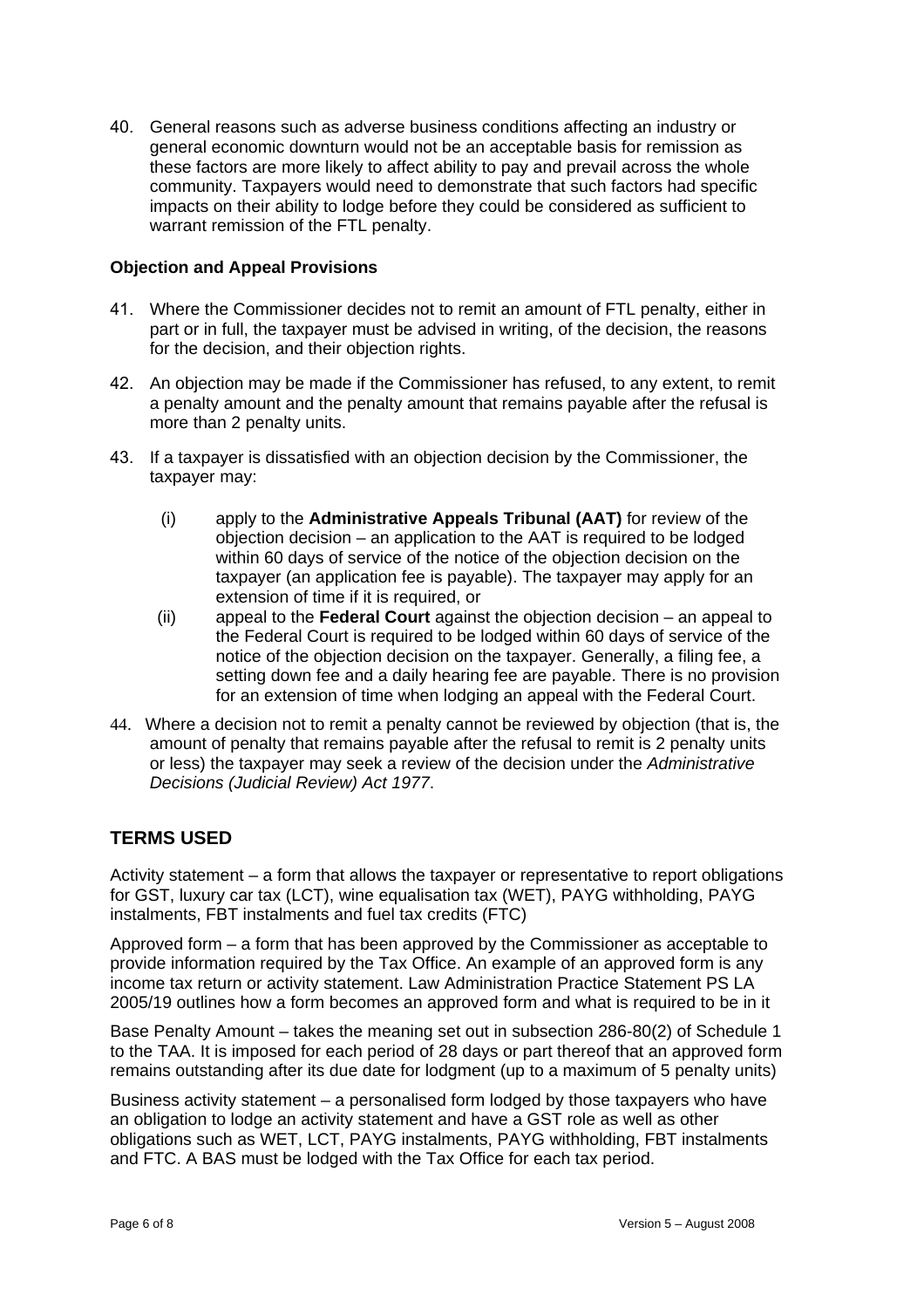40. General reasons such as adverse business conditions affecting an industry or general economic downturn would not be an acceptable basis for remission as these factors are more likely to affect ability to pay and prevail across the whole community. Taxpayers would need to demonstrate that such factors had specific impacts on their ability to lodge before they could be considered as sufficient to warrant remission of the FTL penalty.

### Objection and Appeal Provisions

41. Where the Commissioner decides not to remit an amount of FTL penalty, either in part or in full, the taxpayer must be advised in writing, of the decision, the reasons for the decision, and their objection rights.

42. An objection may be made if the Commissioner has refused, to any extent, to remit a penalty amount and the penalty amount that remains payable after the refusal is more than 2 penalty units.

43. If a taxpayer is dissatisfied with an objection decision by the Commissioner, the taxpayer may:

    (i) apply to the **Administrative Appeals Tribunal (AAT)** for review of the objection decision – an application to the AAT is required to be lodged within 60 days of service of the notice of the objection decision on the taxpayer (an application fee is payable). The taxpayer may apply for an extension of time if it is required, or

    (ii) appeal to the **Federal Court** against the objection decision – an appeal to the Federal Court is required to be lodged within 60 days of service of the notice of the objection decision on the taxpayer. Generally, a filing fee, a setting down fee and a daily hearing fee are payable. There is no provision for an extension of time when lodging an appeal with the Federal Court.

44. Where a decision not to remit a penalty cannot be reviewed by objection (that is, the amount of penalty that remains payable after the refusal to remit is 2 penalty units or less) the taxpayer may seek a review of the decision under the *Administrative Decisions (Judicial Review) Act 1977*.

## TERMS USED

Activity statement – a form that allows the taxpayer or representative to report obligations for GST, luxury car tax (LCT), wine equalisation tax (WET), PAYG withholding, PAYG instalments, FBT instalments and fuel tax credits (FTC)

Approved form – a form that has been approved by the Commissioner as acceptable to provide information required by the Tax Office. An example of an approved form is any income tax return or activity statement. Law Administration Practice Statement PS LA 2005/19 outlines how a form becomes an approved form and what is required to be in it

Base Penalty Amount – takes the meaning set out in subsection 286-80(2) of Schedule 1 to the TAA. It is imposed for each period of 28 days or part thereof that an approved form remains outstanding after its due date for lodgment (up to a maximum of 5 penalty units)

Business activity statement – a personalised form lodged by those taxpayers who have an obligation to lodge an activity statement and have a GST role as well as other obligations such as WET, LCT, PAYG instalments, PAYG withholding, FBT instalments and FTC. A BAS must be lodged with the Tax Office for each tax period.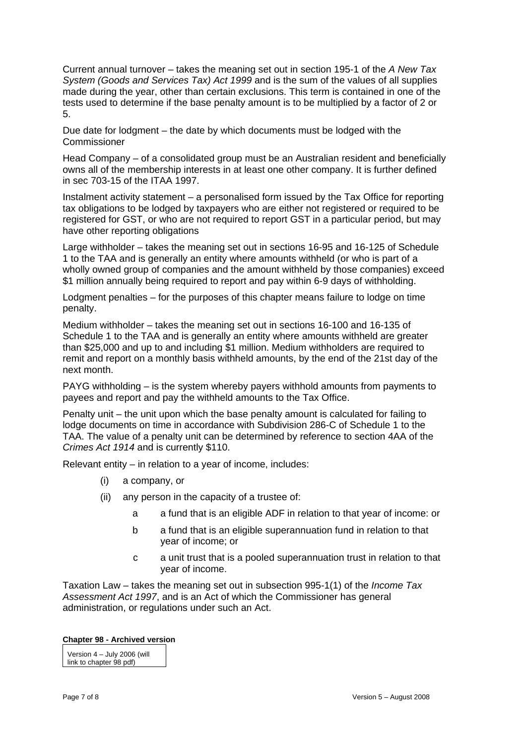Current annual turnover – takes the meaning set out in section 195-1 of the *A New Tax System (Goods and Services Tax) Act 1999* and is the sum of the values of all supplies made during the year, other than certain exclusions. This term is contained in one of the tests used to determine if the base penalty amount is to be multiplied by a factor of 2 or 5.

Due date for lodgment – the date by which documents must be lodged with the Commissioner

Head Company – of a consolidated group must be an Australian resident and beneficially owns all of the membership interests in at least one other company. It is further defined in sec 703-15 of the ITAA 1997.

Instalment activity statement – a personalised form issued by the Tax Office for reporting tax obligations to be lodged by taxpayers who are either not registered or required to be registered for GST, or who are not required to report GST in a particular period, but may have other reporting obligations

Large withholder – takes the meaning set out in sections 16-95 and 16-125 of Schedule 1 to the TAA and is generally an entity where amounts withheld (or who is part of a wholly owned group of companies and the amount withheld by those companies) exceed $1 million annually being required to report and pay within 6-9 days of withholding.

Lodgment penalties – for the purposes of this chapter means failure to lodge on time penalty.

Medium withholder – takes the meaning set out in sections 16-100 and 16-135 of Schedule 1 to the TAA and is generally an entity where amounts withheld are greater than $25,000 and up to and including $1 million. Medium withholders are required to remit and report on a monthly basis withheld amounts, by the end of the 21st day of the next month.

PAYG withholding – is the system whereby payers withhold amounts from payments to payees and report and pay the withheld amounts to the Tax Office.

Penalty unit – the unit upon which the base penalty amount is calculated for failing to lodge documents on time in accordance with Subdivision 286-C of Schedule 1 to the TAA. The value of a penalty unit can be determined by reference to section 4AA of the *Crimes Act 1914* and is currently $110.

Relevant entity – in relation to a year of income, includes:

(i) a company, or

(ii) any person in the capacity of a trustee of:

  a a fund that is an eligible ADF in relation to that year of income: or

  b a fund that is an eligible superannuation fund in relation to that year of income; or

  c a unit trust that is a pooled superannuation trust in relation to that year of income.

Taxation Law – takes the meaning set out in subsection 995-1(1) of the *Income Tax Assessment Act 1997*, and is an Act of which the Commissioner has general administration, or regulations under such an Act.

**Chapter 98 - Archived version**

| |
|---|
| Version 4 – July 2006 (will link to chapter 98 pdf) |